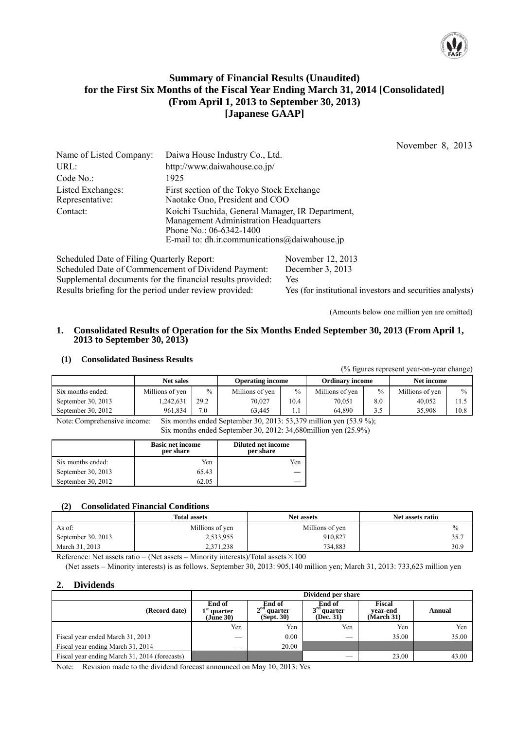# Summary of Financial Results (Unaudited) for the First Six Months of the Fiscal Year Ending March 31, 2014 [Consolidated] (From April 1, 2013 to September 30, 2013) [Japanese GAAP]

November 8, 2013

| | |
|---|---|
| Name of Listed Company: | Daiwa House Industry Co., Ltd. |
| URL: | http://www.daiwahouse.co.jp/ |
| Code No.: | 1925 |
| Listed Exchanges: | First section of the Tokyo Stock Exchange |
| Representative: | Naotake Ono, President and COO |
| Contact: | Koichi Tsuchida, General Manager, IR Department, Management Administration Headquarters<br>Phone No.: 06-6342-1400<br>E-mail to: dh.ir.communications@daiwahouse.jp |

| | |
|---|---|
| Scheduled Date of Filing Quarterly Report: | November 12, 2013 |
| Scheduled Date of Commencement of Dividend Payment: | December 3, 2013 |
| Supplemental documents for the financial results provided: | Yes |
| Results briefing for the period under review provided: | Yes (for institutional investors and securities analysts) |

(Amounts below one million yen are omitted)

## 1. Consolidated Results of Operation for the Six Months Ended September 30, 2013 (From April 1, 2013 to September 30, 2013)

### (1) Consolidated Business Results

(% figures represent year-on-year change)

| | Net sales | | Operating income | | Ordinary income | | Net income | |
|---|---|---|---|---|---|---|---|---|
| Six months ended: | Millions of yen | % | Millions of yen | % | Millions of yen | % | Millions of yen | % |
| September 30, 2013 | 1,242,631 | 29.2 | 70,027 | 10.4 | 70,051 | 8.0 | 40,052 | 11.5 |
| September 30, 2012 | 961,834 | 7.0 | 63,445 | 1.1 | 64,890 | 3.5 | 35,908 | 10.8 |

Note: Comprehensive income: Six months ended September 30, 2013: 53,379 million yen (53.9 %);
Six months ended September 30, 2012: 34,680million yen (25.9%)

| | Basic net income per share | Diluted net income per share |
|---|---|---|
| Six months ended: | Yen | Yen |
| September 30, 2013 | 65.43 | — |
| September 30, 2012 | 62.05 | — |

### (2) Consolidated Financial Conditions

| | Total assets | Net assets | Net assets ratio |
|---|---|---|---|
| As of: | Millions of yen | Millions of yen | % |
| September 30, 2013 | 2,533,955 | 910,827 | 35.7 |
| March 31, 2013 | 2,371,238 | 734,883 | 30.9 |

Reference: Net assets ratio = (Net assets – Minority interests)/Total assets × 100

(Net assets – Minority interests) is as follows. September 30, 2013: 905,140 million yen; March 31, 2013: 733,623 million yen

## 2. Dividends

| | Dividend per share | | | | |
|---|---|---|---|---|---|
| (Record date) | End of 1st quarter (June 30) | End of 2nd quarter (Sept. 30) | End of 3rd quarter (Dec. 31) | Fiscal year-end (March 31) | Annual |
| | Yen | Yen | Yen | Yen | Yen |
| Fiscal year ended March 31, 2013 | — | 0.00 | — | 35.00 | 35.00 |
| Fiscal year ending March 31, 2014 | — | 20.00 | | | |
| Fiscal year ending March 31, 2014 (forecasts) | | | — | 23.00 | 43.00 |

Note: Revision made to the dividend forecast announced on May 10, 2013: Yes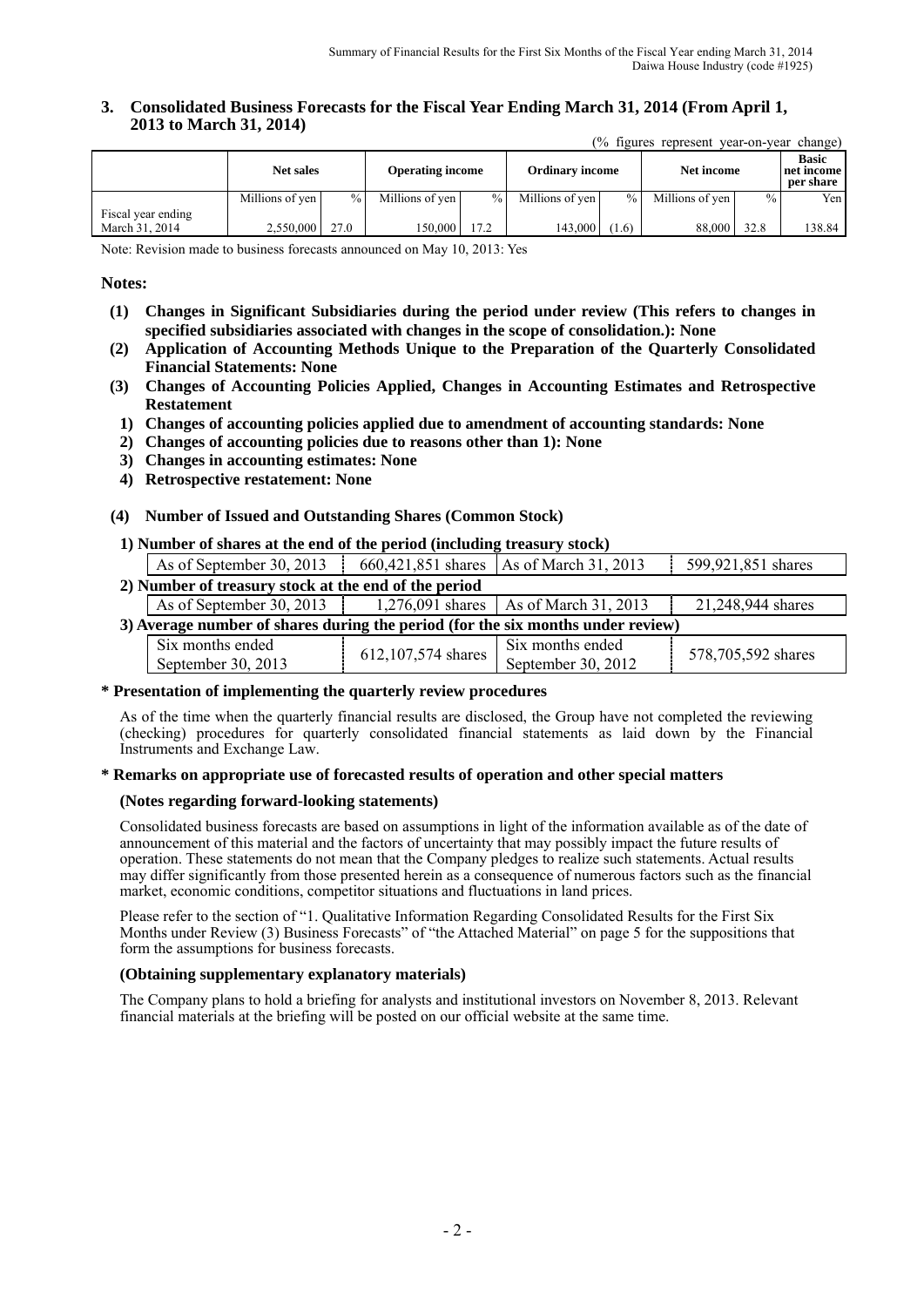## 3. Consolidated Business Forecasts for the Fiscal Year Ending March 31, 2014 (From April 1, 2013 to March 31, 2014)

(% figures represent year-on-year change)

| | Net sales | | Operating income | | Ordinary income | | Net income | | Basic net income per share |
|---|---|---|---|---|---|---|---|---|---|
| | Millions of yen | % | Millions of yen | % | Millions of yen | % | Millions of yen | % | Yen |
| Fiscal year ending March 31, 2014 | 2,550,000 | 27.0 | 150,000 | 17.2 | 143,000 | (1.6) | 88,000 | 32.8 | 138.84 |

Note: Revision made to business forecasts announced on May 10, 2013: Yes

**Notes:**

**(1) Changes in Significant Subsidiaries during the period under review (This refers to changes in specified subsidiaries associated with changes in the scope of consolidation.): None**

**(2) Application of Accounting Methods Unique to the Preparation of the Quarterly Consolidated Financial Statements: None**

**(3) Changes of Accounting Policies Applied, Changes in Accounting Estimates and Retrospective Restatement**

**1) Changes of accounting policies applied due to amendment of accounting standards: None**

**2) Changes of accounting policies due to reasons other than 1): None**

**3) Changes in accounting estimates: None**

**4) Retrospective restatement: None**

**(4) Number of Issued and Outstanding Shares (Common Stock)**

**1) Number of shares at the end of the period (including treasury stock)**

| As of September 30, 2013 | 660,421,851 shares | As of March 31, 2013 | 599,921,851 shares |
|---|---|---|---|

**2) Number of treasury stock at the end of the period**

| As of September 30, 2013 | 1,276,091 shares | As of March 31, 2013 | 21,248,944 shares |
|---|---|---|---|

**3) Average number of shares during the period (for the six months under review)**

| Six months ended September 30, 2013 | 612,107,574 shares | Six months ended September 30, 2012 | 578,705,592 shares |
|---|---|---|---|

**\* Presentation of implementing the quarterly review procedures**

As of the time when the quarterly financial results are disclosed, the Group have not completed the reviewing (checking) procedures for quarterly consolidated financial statements as laid down by the Financial Instruments and Exchange Law.

**\* Remarks on appropriate use of forecasted results of operation and other special matters**

**(Notes regarding forward-looking statements)**

Consolidated business forecasts are based on assumptions in light of the information available as of the date of announcement of this material and the factors of uncertainty that may possibly impact the future results of operation. These statements do not mean that the Company pledges to realize such statements. Actual results may differ significantly from those presented herein as a consequence of numerous factors such as the financial market, economic conditions, competitor situations and fluctuations in land prices.

Please refer to the section of "1. Qualitative Information Regarding Consolidated Results for the First Six Months under Review (3) Business Forecasts" of "the Attached Material" on page 5 for the suppositions that form the assumptions for business forecasts.

**(Obtaining supplementary explanatory materials)**

The Company plans to hold a briefing for analysts and institutional investors on November 8, 2013. Relevant financial materials at the briefing will be posted on our official website at the same time.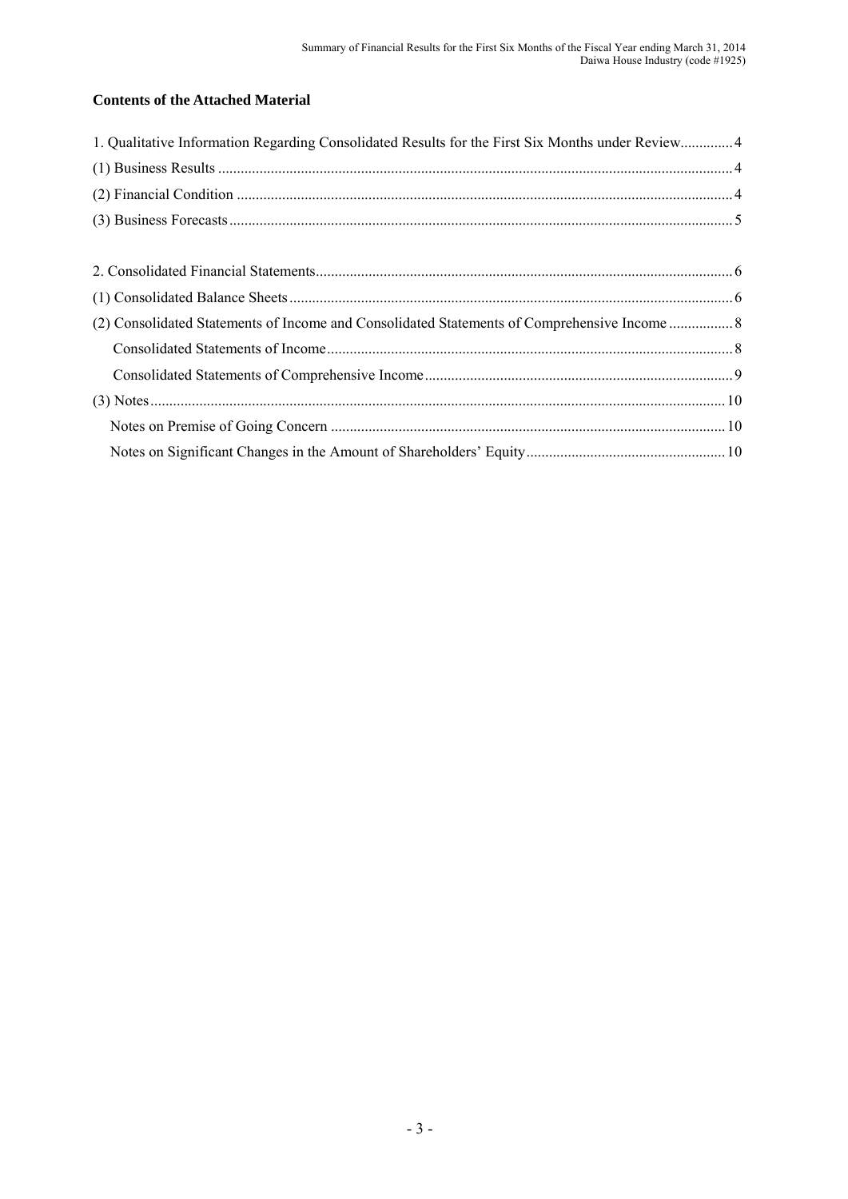**Contents of the Attached Material**

1. Qualitative Information Regarding Consolidated Results for the First Six Months under Review .............. 4
(1) Business Results ........................................................................................................................................ 4
(2) Financial Condition .................................................................................................................................. 4
(3) Business Forecasts .................................................................................................................................... 5

2. Consolidated Financial Statements .............................................................................................................. 6
(1) Consolidated Balance Sheets ..................................................................................................................... 6
(2) Consolidated Statements of Income and Consolidated Statements of Comprehensive Income ................. 8
   Consolidated Statements of Income .......................................................................................................... 8
   Consolidated Statements of Comprehensive Income ................................................................................. 9
(3) Notes ........................................................................................................................................................ 10
   Notes on Premise of Going Concern ........................................................................................................ 10
   Notes on Significant Changes in the Amount of Shareholders' Equity ..................................................... 10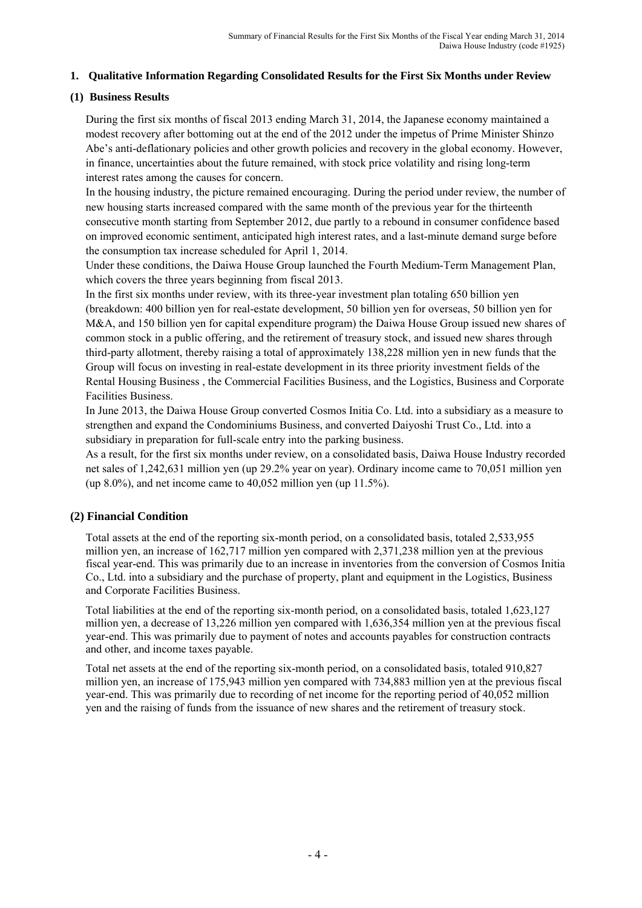## 1. Qualitative Information Regarding Consolidated Results for the First Six Months under Review

### (1) Business Results

During the first six months of fiscal 2013 ending March 31, 2014, the Japanese economy maintained a modest recovery after bottoming out at the end of the 2012 under the impetus of Prime Minister Shinzo Abe's anti-deflationary policies and other growth policies and recovery in the global economy. However, in finance, uncertainties about the future remained, with stock price volatility and rising long-term interest rates among the causes for concern.

In the housing industry, the picture remained encouraging. During the period under review, the number of new housing starts increased compared with the same month of the previous year for the thirteenth consecutive month starting from September 2012, due partly to a rebound in consumer confidence based on improved economic sentiment, anticipated high interest rates, and a last-minute demand surge before the consumption tax increase scheduled for April 1, 2014.

Under these conditions, the Daiwa House Group launched the Fourth Medium-Term Management Plan, which covers the three years beginning from fiscal 2013.

In the first six months under review, with its three-year investment plan totaling 650 billion yen (breakdown: 400 billion yen for real-estate development, 50 billion yen for overseas, 50 billion yen for M&A, and 150 billion yen for capital expenditure program) the Daiwa House Group issued new shares of common stock in a public offering, and the retirement of treasury stock, and issued new shares through third-party allotment, thereby raising a total of approximately 138,228 million yen in new funds that the Group will focus on investing in real-estate development in its three priority investment fields of the Rental Housing Business , the Commercial Facilities Business, and the Logistics, Business and Corporate Facilities Business.

In June 2013, the Daiwa House Group converted Cosmos Initia Co. Ltd. into a subsidiary as a measure to strengthen and expand the Condominiums Business, and converted Daiyoshi Trust Co., Ltd. into a subsidiary in preparation for full-scale entry into the parking business.

As a result, for the first six months under review, on a consolidated basis, Daiwa House Industry recorded net sales of 1,242,631 million yen (up 29.2% year on year). Ordinary income came to 70,051 million yen (up 8.0%), and net income came to 40,052 million yen (up 11.5%).

### (2) Financial Condition

Total assets at the end of the reporting six-month period, on a consolidated basis, totaled 2,533,955 million yen, an increase of 162,717 million yen compared with 2,371,238 million yen at the previous fiscal year-end. This was primarily due to an increase in inventories from the conversion of Cosmos Initia Co., Ltd. into a subsidiary and the purchase of property, plant and equipment in the Logistics, Business and Corporate Facilities Business.

Total liabilities at the end of the reporting six-month period, on a consolidated basis, totaled 1,623,127 million yen, a decrease of 13,226 million yen compared with 1,636,354 million yen at the previous fiscal year-end. This was primarily due to payment of notes and accounts payables for construction contracts and other, and income taxes payable.

Total net assets at the end of the reporting six-month period, on a consolidated basis, totaled 910,827 million yen, an increase of 175,943 million yen compared with 734,883 million yen at the previous fiscal year-end. This was primarily due to recording of net income for the reporting period of 40,052 million yen and the raising of funds from the issuance of new shares and the retirement of treasury stock.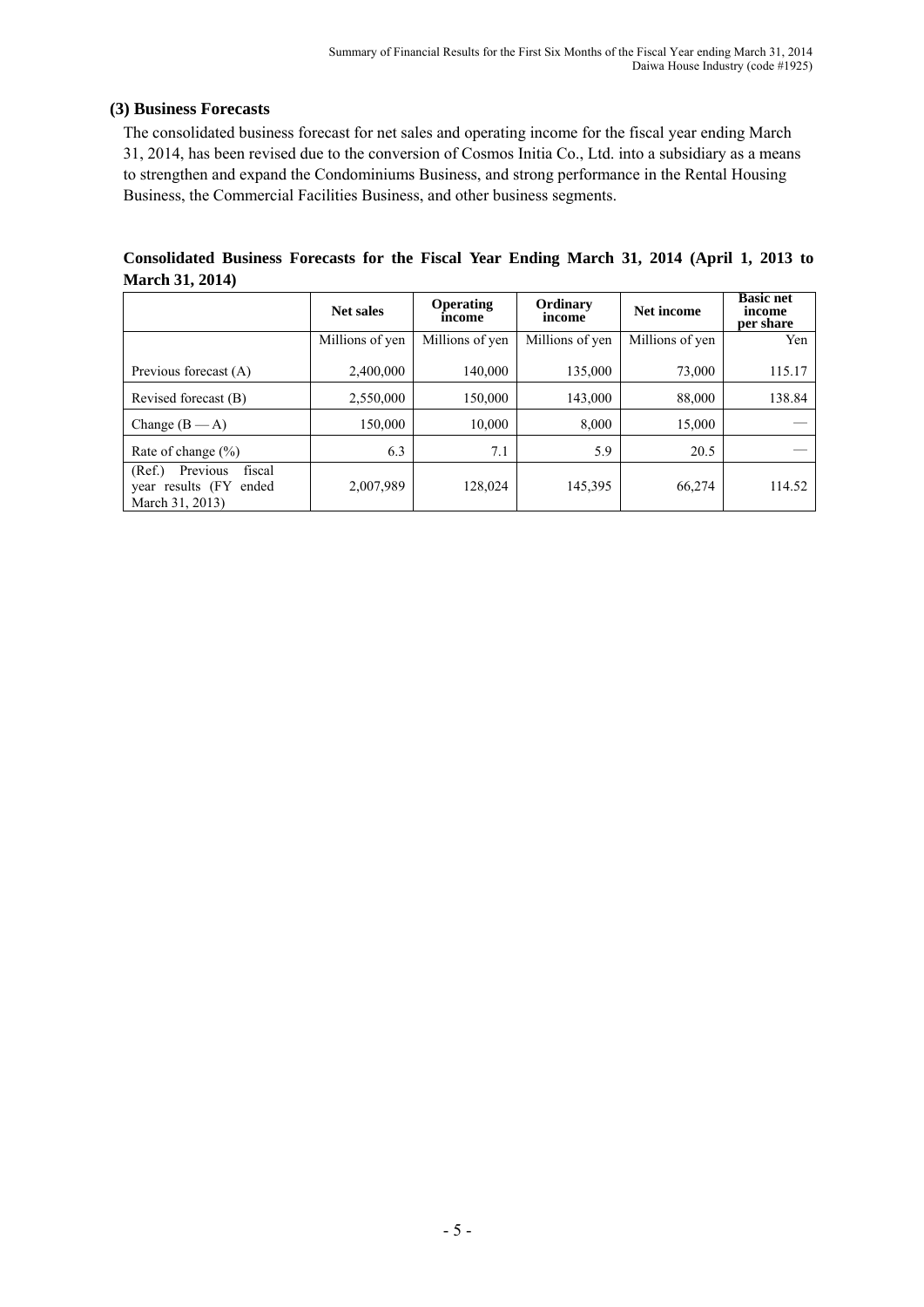### (3) Business Forecasts

The consolidated business forecast for net sales and operating income for the fiscal year ending March 31, 2014, has been revised due to the conversion of Cosmos Initia Co., Ltd. into a subsidiary as a means to strengthen and expand the Condominiums Business, and strong performance in the Rental Housing Business, the Commercial Facilities Business, and other business segments.

**Consolidated Business Forecasts for the Fiscal Year Ending March 31, 2014 (April 1, 2013 to March 31, 2014)**

| | Net sales | Operating income | Ordinary income | Net income | Basic net income per share |
|---|---|---|---|---|---|
| | Millions of yen | Millions of yen | Millions of yen | Millions of yen | Yen |
| Previous forecast (A) | 2,400,000 | 140,000 | 135,000 | 73,000 | 115.17 |
| Revised forecast (B) | 2,550,000 | 150,000 | 143,000 | 88,000 | 138.84 |
| Change (B — A) | 150,000 | 10,000 | 8,000 | 15,000 | — |
| Rate of change (%) | 6.3 | 7.1 | 5.9 | 20.5 | — |
| (Ref.) Previous fiscal year results (FY ended March 31, 2013) | 2,007,989 | 128,024 | 145,395 | 66,274 | 114.52 |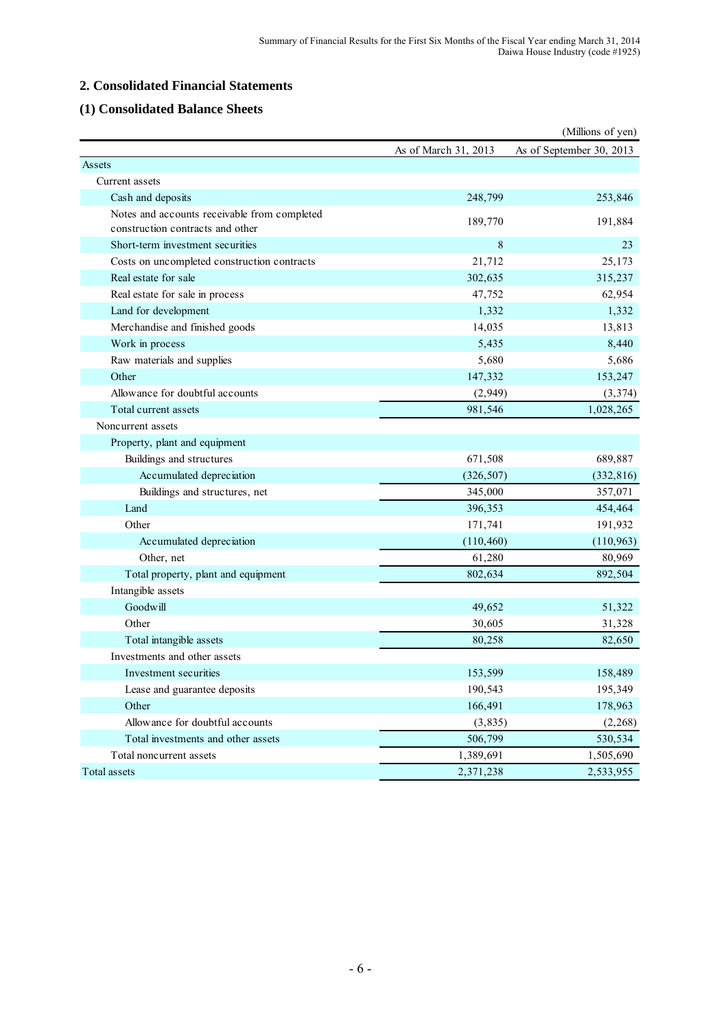## 2. Consolidated Financial Statements

### (1) Consolidated Balance Sheets

(Millions of yen)

| | As of March 31, 2013 | As of September 30, 2013 |
|---|---|---|
| Assets | | |
| Current assets | | |
| Cash and deposits | 248,799 | 253,846 |
| Notes and accounts receivable from completed construction contracts and other | 189,770 | 191,884 |
| Short-term investment securities | 8 | 23 |
| Costs on uncompleted construction contracts | 21,712 | 25,173 |
| Real estate for sale | 302,635 | 315,237 |
| Real estate for sale in process | 47,752 | 62,954 |
| Land for development | 1,332 | 1,332 |
| Merchandise and finished goods | 14,035 | 13,813 |
| Work in process | 5,435 | 8,440 |
| Raw materials and supplies | 5,680 | 5,686 |
| Other | 147,332 | 153,247 |
| Allowance for doubtful accounts | (2,949) | (3,374) |
| Total current assets | 981,546 | 1,028,265 |
| Noncurrent assets | | |
| Property, plant and equipment | | |
| Buildings and structures | 671,508 | 689,887 |
| Accumulated depreciation | (326,507) | (332,816) |
| Buildings and structures, net | 345,000 | 357,071 |
| Land | 396,353 | 454,464 |
| Other | 171,741 | 191,932 |
| Accumulated depreciation | (110,460) | (110,963) |
| Other, net | 61,280 | 80,969 |
| Total property, plant and equipment | 802,634 | 892,504 |
| Intangible assets | | |
| Goodwill | 49,652 | 51,322 |
| Other | 30,605 | 31,328 |
| Total intangible assets | 80,258 | 82,650 |
| Investments and other assets | | |
| Investment securities | 153,599 | 158,489 |
| Lease and guarantee deposits | 190,543 | 195,349 |
| Other | 166,491 | 178,963 |
| Allowance for doubtful accounts | (3,835) | (2,268) |
| Total investments and other assets | 506,799 | 530,534 |
| Total noncurrent assets | 1,389,691 | 1,505,690 |
| Total assets | 2,371,238 | 2,533,955 |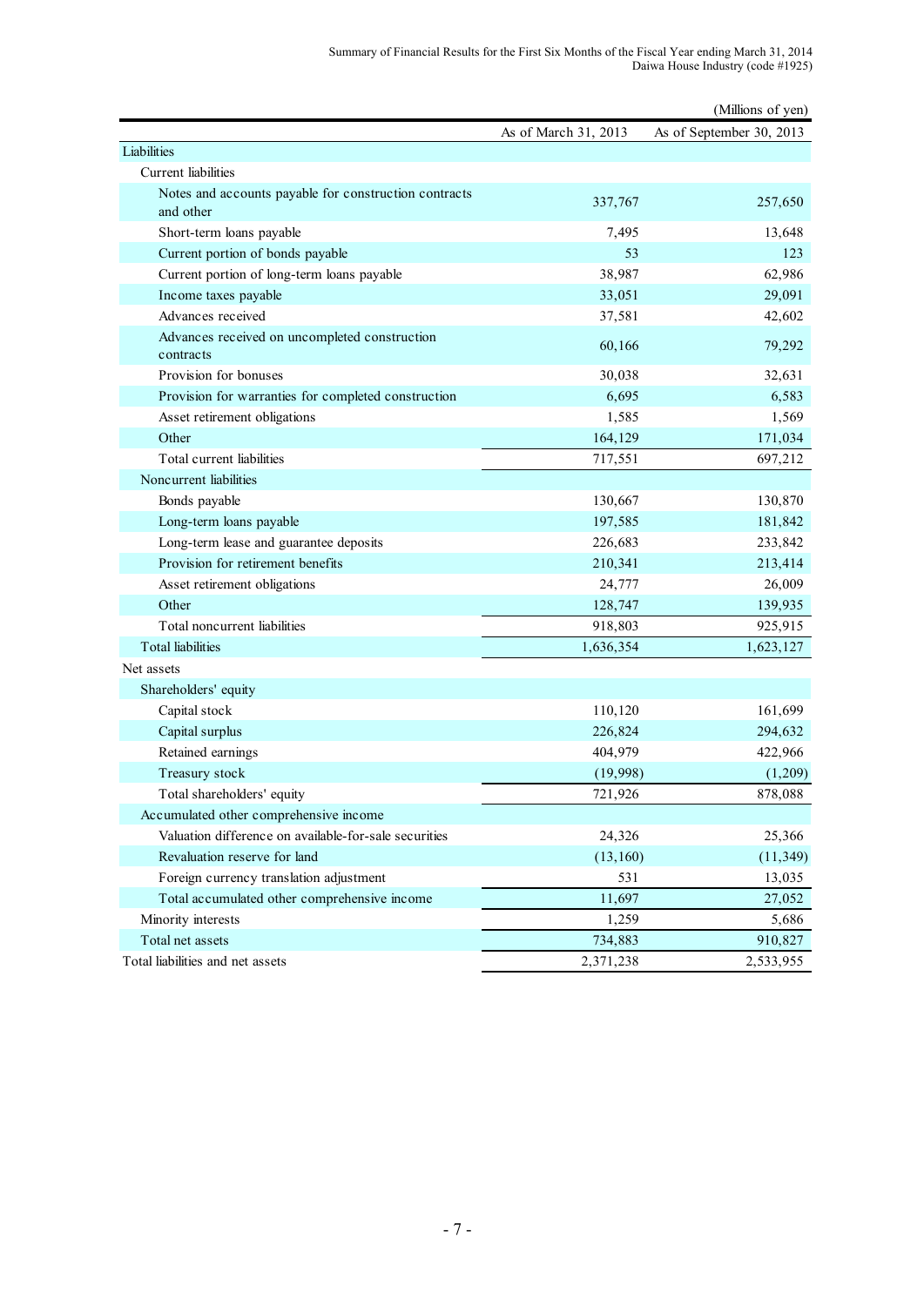(Millions of yen)

| | As of March 31, 2013 | As of September 30, 2013 |
|---|---|---|
| Liabilities | | |
| Current liabilities | | |
| Notes and accounts payable for construction contracts and other | 337,767 | 257,650 |
| Short-term loans payable | 7,495 | 13,648 |
| Current portion of bonds payable | 53 | 123 |
| Current portion of long-term loans payable | 38,987 | 62,986 |
| Income taxes payable | 33,051 | 29,091 |
| Advances received | 37,581 | 42,602 |
| Advances received on uncompleted construction contracts | 60,166 | 79,292 |
| Provision for bonuses | 30,038 | 32,631 |
| Provision for warranties for completed construction | 6,695 | 6,583 |
| Asset retirement obligations | 1,585 | 1,569 |
| Other | 164,129 | 171,034 |
| Total current liabilities | 717,551 | 697,212 |
| Noncurrent liabilities | | |
| Bonds payable | 130,667 | 130,870 |
| Long-term loans payable | 197,585 | 181,842 |
| Long-term lease and guarantee deposits | 226,683 | 233,842 |
| Provision for retirement benefits | 210,341 | 213,414 |
| Asset retirement obligations | 24,777 | 26,009 |
| Other | 128,747 | 139,935 |
| Total noncurrent liabilities | 918,803 | 925,915 |
| Total liabilities | 1,636,354 | 1,623,127 |
| Net assets | | |
| Shareholders' equity | | |
| Capital stock | 110,120 | 161,699 |
| Capital surplus | 226,824 | 294,632 |
| Retained earnings | 404,979 | 422,966 |
| Treasury stock | (19,998) | (1,209) |
| Total shareholders' equity | 721,926 | 878,088 |
| Accumulated other comprehensive income | | |
| Valuation difference on available-for-sale securities | 24,326 | 25,366 |
| Revaluation reserve for land | (13,160) | (11,349) |
| Foreign currency translation adjustment | 531 | 13,035 |
| Total accumulated other comprehensive income | 11,697 | 27,052 |
| Minority interests | 1,259 | 5,686 |
| Total net assets | 734,883 | 910,827 |
| Total liabilities and net assets | 2,371,238 | 2,533,955 |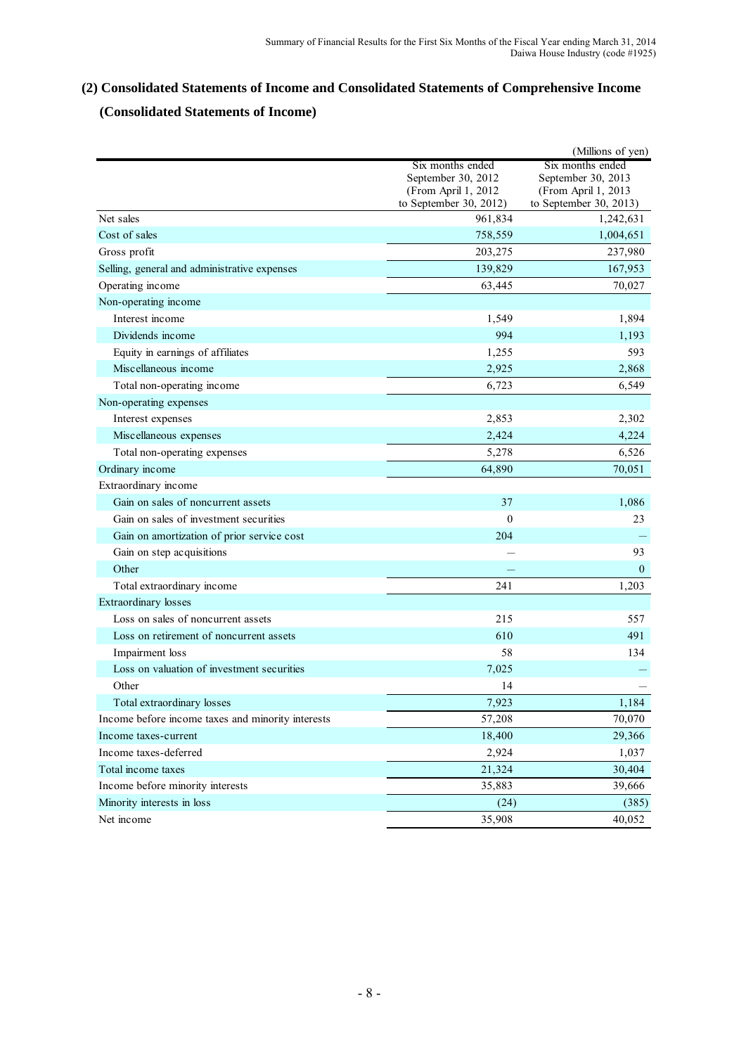## (2) Consolidated Statements of Income and Consolidated Statements of Comprehensive Income

### (Consolidated Statements of Income)

(Millions of yen)

| | Six months ended September 30, 2012 (From April 1, 2012 to September 30, 2012) | Six months ended September 30, 2013 (From April 1, 2013 to September 30, 2013) |
|---|---|---|
| Net sales | 961,834 | 1,242,631 |
| Cost of sales | 758,559 | 1,004,651 |
| Gross profit | 203,275 | 237,980 |
| Selling, general and administrative expenses | 139,829 | 167,953 |
| Operating income | 63,445 | 70,027 |
| Non-operating income | | |
| Interest income | 1,549 | 1,894 |
| Dividends income | 994 | 1,193 |
| Equity in earnings of affiliates | 1,255 | 593 |
| Miscellaneous income | 2,925 | 2,868 |
| Total non-operating income | 6,723 | 6,549 |
| Non-operating expenses | | |
| Interest expenses | 2,853 | 2,302 |
| Miscellaneous expenses | 2,424 | 4,224 |
| Total non-operating expenses | 5,278 | 6,526 |
| Ordinary income | 64,890 | 70,051 |
| Extraordinary income | | |
| Gain on sales of noncurrent assets | 37 | 1,086 |
| Gain on sales of investment securities | 0 | 23 |
| Gain on amortization of prior service cost | 204 | — |
| Gain on step acquisitions | — | 93 |
| Other | — | 0 |
| Total extraordinary income | 241 | 1,203 |
| Extraordinary losses | | |
| Loss on sales of noncurrent assets | 215 | 557 |
| Loss on retirement of noncurrent assets | 610 | 491 |
| Impairment loss | 58 | 134 |
| Loss on valuation of investment securities | 7,025 | — |
| Other | 14 | — |
| Total extraordinary losses | 7,923 | 1,184 |
| Income before income taxes and minority interests | 57,208 | 70,070 |
| Income taxes-current | 18,400 | 29,366 |
| Income taxes-deferred | 2,924 | 1,037 |
| Total income taxes | 21,324 | 30,404 |
| Income before minority interests | 35,883 | 39,666 |
| Minority interests in loss | (24) | (385) |
| Net income | 35,908 | 40,052 |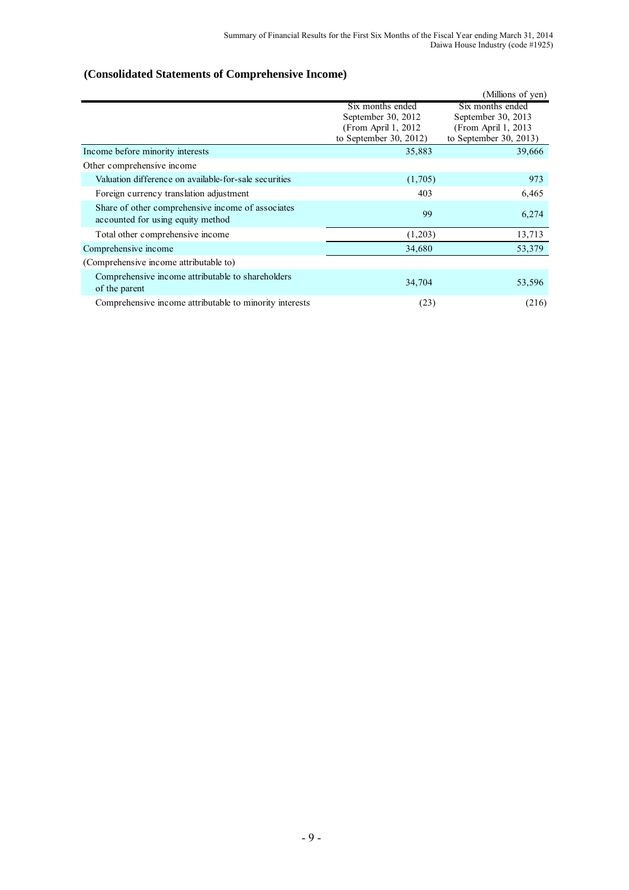## (Consolidated Statements of Comprehensive Income)

(Millions of yen)

| | Six months ended September 30, 2012 (From April 1, 2012 to September 30, 2012) | Six months ended September 30, 2013 (From April 1, 2013 to September 30, 2013) |
|---|---|---|
| Income before minority interests | 35,883 | 39,666 |
| Other comprehensive income | | |
| Valuation difference on available-for-sale securities | (1,705) | 973 |
| Foreign currency translation adjustment | 403 | 6,465 |
| Share of other comprehensive income of associates accounted for using equity method | 99 | 6,274 |
| Total other comprehensive income | (1,203) | 13,713 |
| Comprehensive income | 34,680 | 53,379 |
| (Comprehensive income attributable to) | | |
| Comprehensive income attributable to shareholders of the parent | 34,704 | 53,596 |
| Comprehensive income attributable to minority interests | (23) | (216) |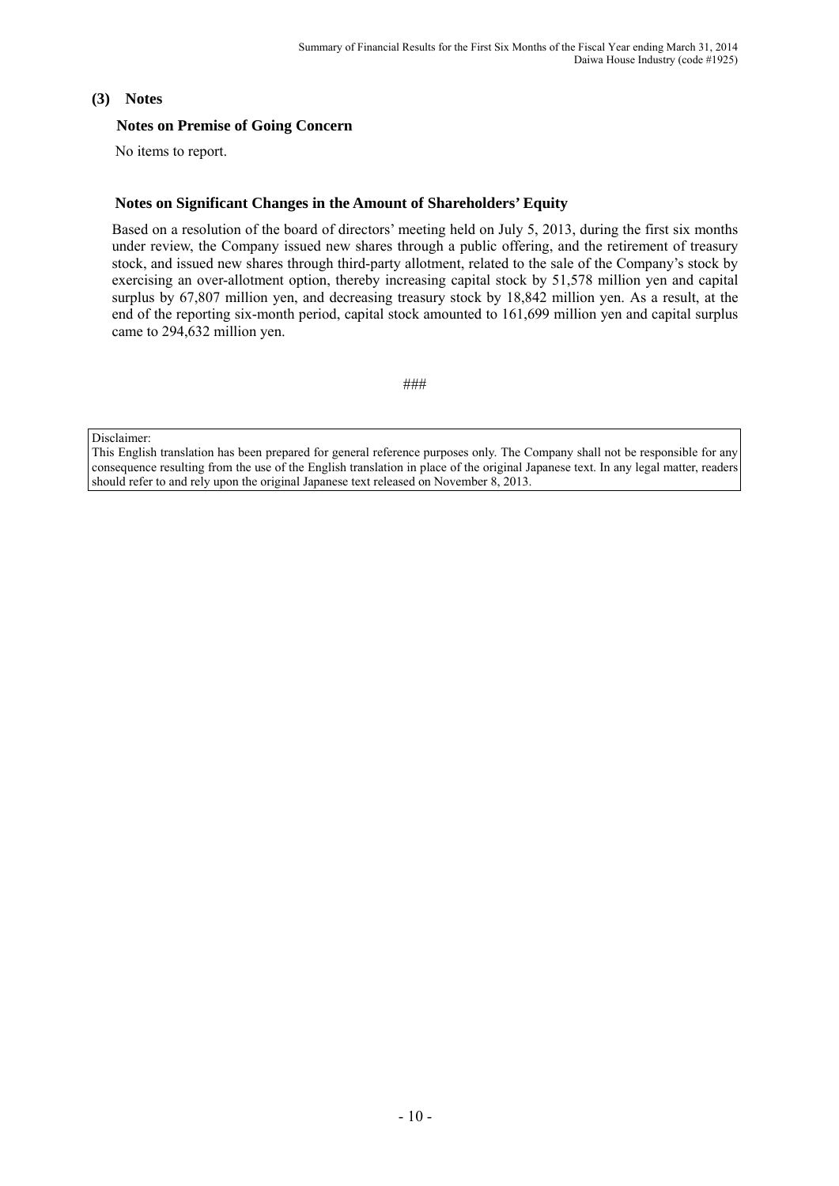## (3) Notes

### Notes on Premise of Going Concern

No items to report.

### Notes on Significant Changes in the Amount of Shareholders' Equity

Based on a resolution of the board of directors' meeting held on July 5, 2013, during the first six months under review, the Company issued new shares through a public offering, and the retirement of treasury stock, and issued new shares through third-party allotment, related to the sale of the Company's stock by exercising an over-allotment option, thereby increasing capital stock by 51,578 million yen and capital surplus by 67,807 million yen, and decreasing treasury stock by 18,842 million yen. As a result, at the end of the reporting six-month period, capital stock amounted to 161,699 million yen and capital surplus came to 294,632 million yen.

###

Disclaimer:
This English translation has been prepared for general reference purposes only. The Company shall not be responsible for any consequence resulting from the use of the English translation in place of the original Japanese text. In any legal matter, readers should refer to and rely upon the original Japanese text released on November 8, 2013.